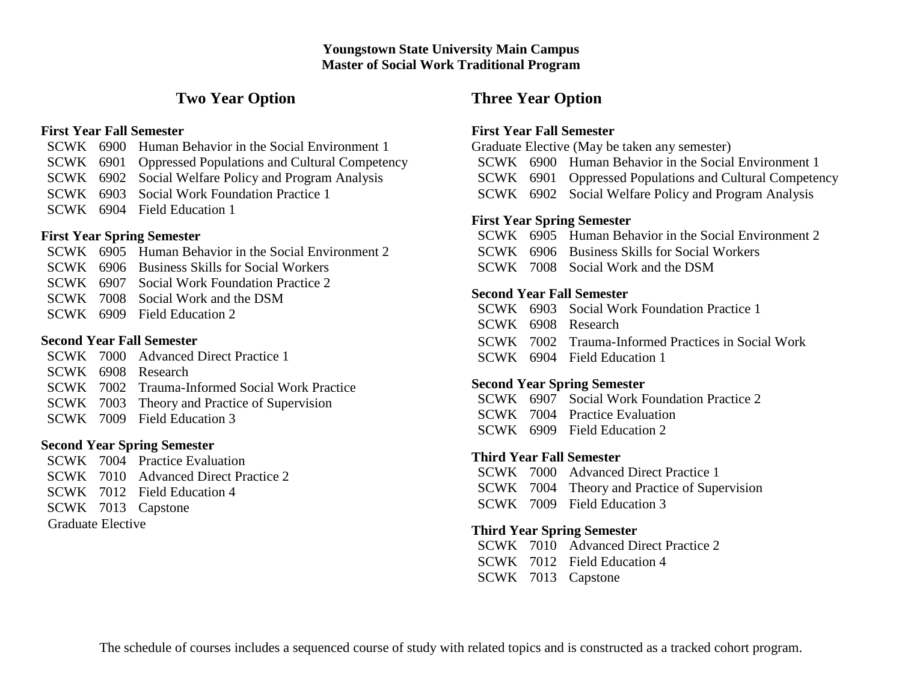**Youngstown State University Main Campus**
**Master of Social Work Traditional Program**

## Two Year Option

### First Year Fall Semester

- SCWK 6900 Human Behavior in the Social Environment 1
- SCWK 6901 Oppressed Populations and Cultural Competency
- SCWK 6902 Social Welfare Policy and Program Analysis
- SCWK 6903 Social Work Foundation Practice 1
- SCWK 6904 Field Education 1

### First Year Spring Semester

- SCWK 6905 Human Behavior in the Social Environment 2
- SCWK 6906 Business Skills for Social Workers
- SCWK 6907 Social Work Foundation Practice 2
- SCWK 7008 Social Work and the DSM
- SCWK 6909 Field Education 2

### Second Year Fall Semester

- SCWK 7000 Advanced Direct Practice 1
- SCWK 6908 Research
- SCWK 7002 Trauma-Informed Social Work Practice
- SCWK 7003 Theory and Practice of Supervision
- SCWK 7009 Field Education 3

### Second Year Spring Semester

- SCWK 7004 Practice Evaluation
- SCWK 7010 Advanced Direct Practice 2
- SCWK 7012 Field Education 4
- SCWK 7013 Capstone
- Graduate Elective

## Three Year Option

### First Year Fall Semester

Graduate Elective (May be taken any semester)

- SCWK 6900 Human Behavior in the Social Environment 1
- SCWK 6901 Oppressed Populations and Cultural Competency
- SCWK 6902 Social Welfare Policy and Program Analysis

### First Year Spring Semester

- SCWK 6905 Human Behavior in the Social Environment 2
- SCWK 6906 Business Skills for Social Workers
- SCWK 7008 Social Work and the DSM

### Second Year Fall Semester

- SCWK 6903 Social Work Foundation Practice 1
- SCWK 6908 Research
- SCWK 7002 Trauma-Informed Practices in Social Work
- SCWK 6904 Field Education 1

### Second Year Spring Semester

- SCWK 6907 Social Work Foundation Practice 2
- SCWK 7004 Practice Evaluation
- SCWK 6909 Field Education 2

### Third Year Fall Semester

- SCWK 7000 Advanced Direct Practice 1
- SCWK 7004 Theory and Practice of Supervision
- SCWK 7009 Field Education 3

### Third Year Spring Semester

- SCWK 7010 Advanced Direct Practice 2
- SCWK 7012 Field Education 4
- SCWK 7013 Capstone

The schedule of courses includes a sequenced course of study with related topics and is constructed as a tracked cohort program.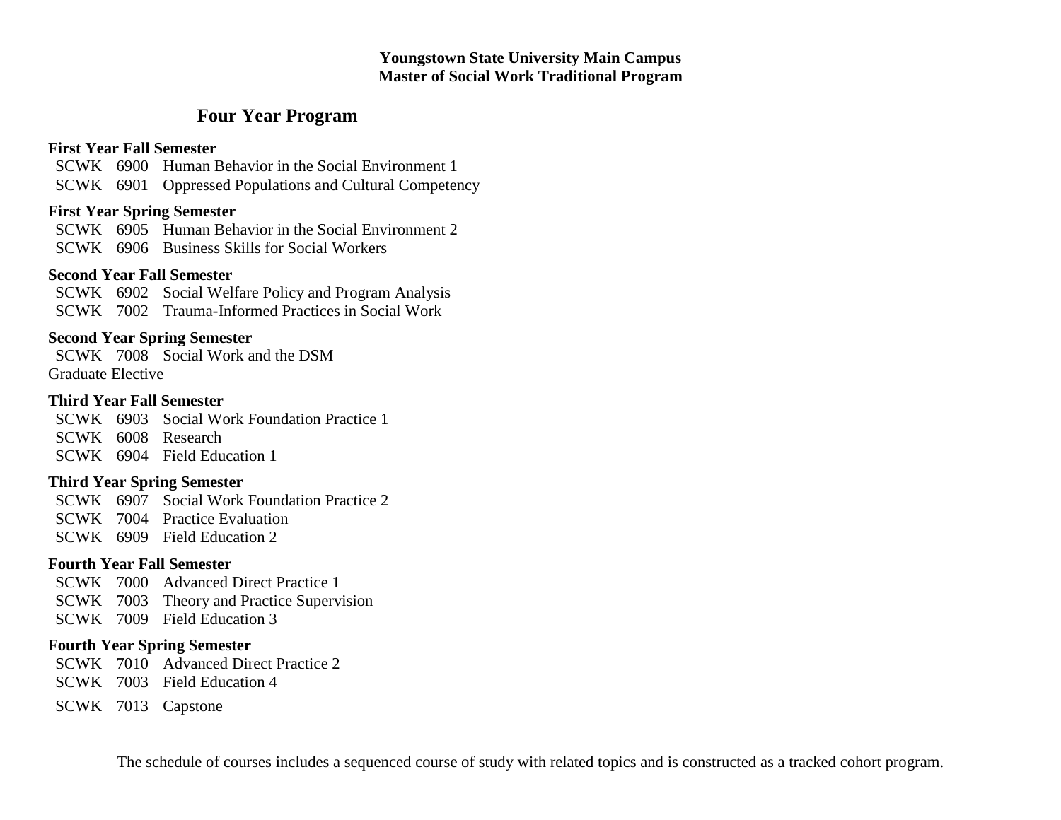**Youngstown State University Main Campus**
**Master of Social Work Traditional Program**

## Four Year Program

**First Year Fall Semester**
SCWK 6900 Human Behavior in the Social Environment 1
SCWK 6901 Oppressed Populations and Cultural Competency

**First Year Spring Semester**
SCWK 6905 Human Behavior in the Social Environment 2
SCWK 6906 Business Skills for Social Workers

**Second Year Fall Semester**
SCWK 6902 Social Welfare Policy and Program Analysis
SCWK 7002 Trauma-Informed Practices in Social Work

**Second Year Spring Semester**
SCWK 7008 Social Work and the DSM
Graduate Elective

**Third Year Fall Semester**
SCWK 6903 Social Work Foundation Practice 1
SCWK 6008 Research
SCWK 6904 Field Education 1

**Third Year Spring Semester**
SCWK 6907 Social Work Foundation Practice 2
SCWK 7004 Practice Evaluation
SCWK 6909 Field Education 2

**Fourth Year Fall Semester**
SCWK 7000 Advanced Direct Practice 1
SCWK 7003 Theory and Practice Supervision
SCWK 7009 Field Education 3

**Fourth Year Spring Semester**
SCWK 7010 Advanced Direct Practice 2
SCWK 7003 Field Education 4
SCWK 7013 Capstone

The schedule of courses includes a sequenced course of study with related topics and is constructed as a tracked cohort program.